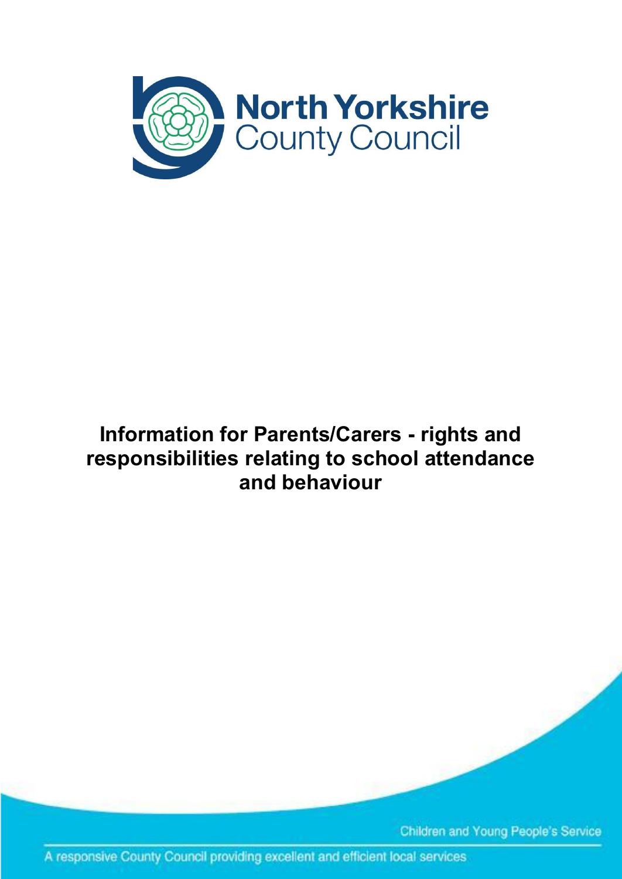North Yorkshire County Council

# Information for Parents/Carers - rights and responsibilities relating to school attendance and behaviour

Children and Young People's Service

A responsive County Council providing excellent and efficient local services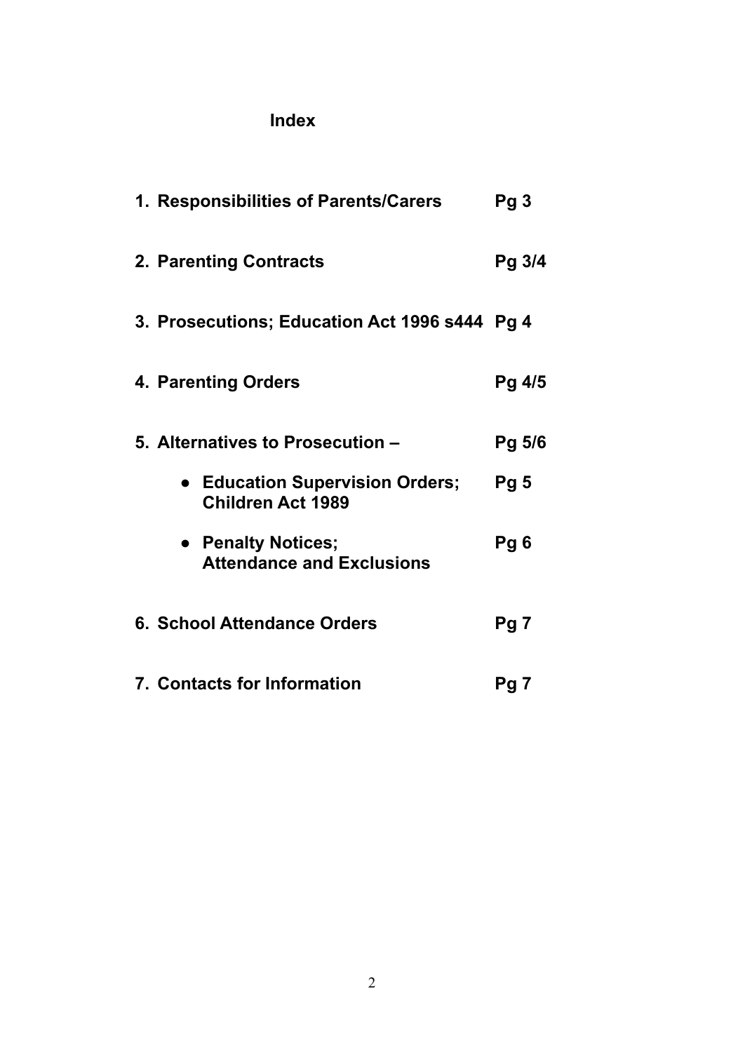# Index

| | |
|---|---|
| **1. Responsibilities of Parents/Carers** | **Pg 3** |
| **2. Parenting Contracts** | **Pg 3/4** |
| **3. Prosecutions; Education Act 1996 s444** | **Pg 4** |
| **4. Parenting Orders** | **Pg 4/5** |
| **5. Alternatives to Prosecution –** | **Pg 5/6** |
| **• Education Supervision Orders; Children Act 1989** | **Pg 5** |
| **• Penalty Notices; Attendance and Exclusions** | **Pg 6** |
| **6. School Attendance Orders** | **Pg 7** |
| **7. Contacts for Information** | **Pg 7** |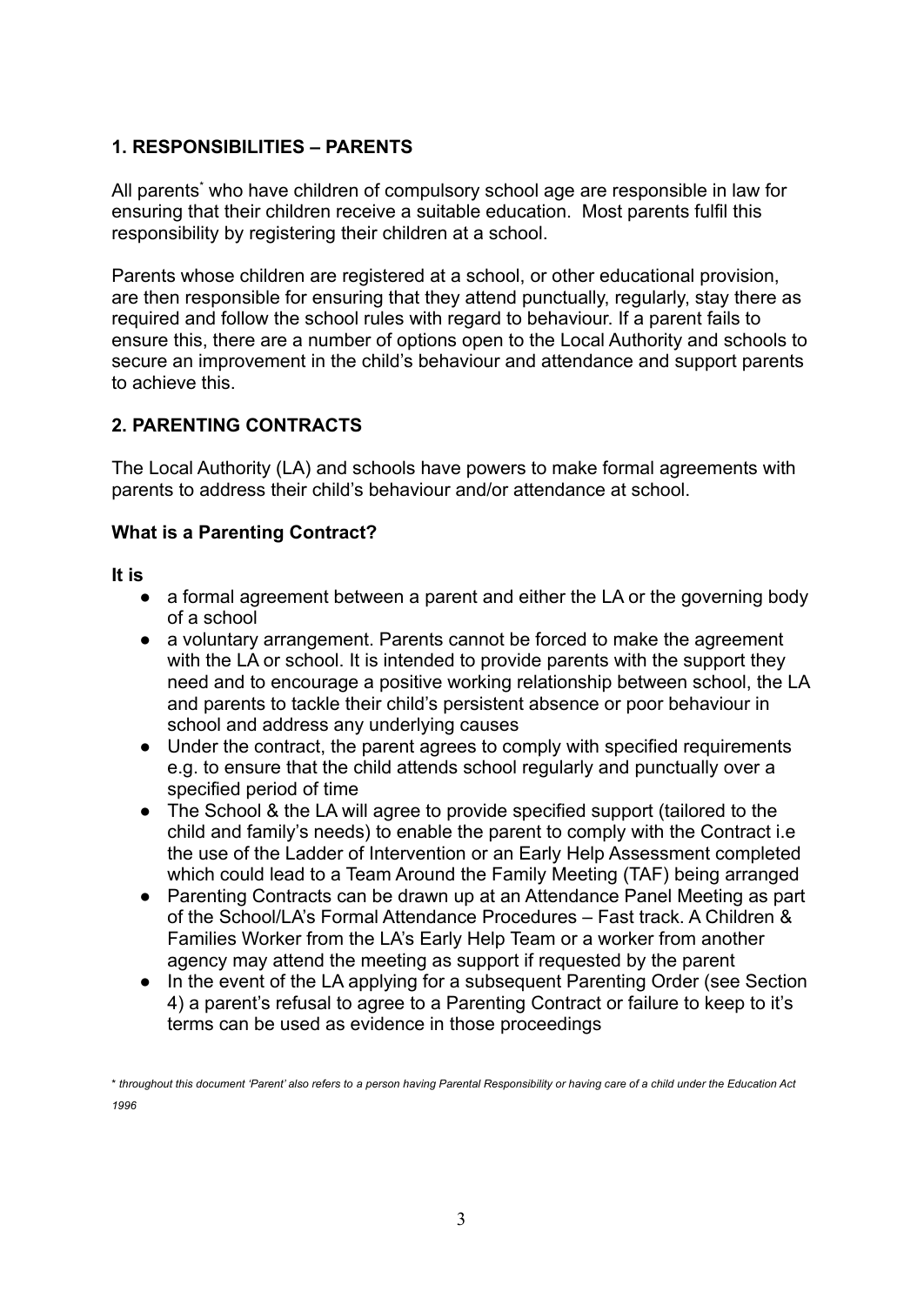## 1. RESPONSIBILITIES – PARENTS

All parents[*] who have children of compulsory school age are responsible in law for ensuring that their children receive a suitable education. Most parents fulfil this responsibility by registering their children at a school.

Parents whose children are registered at a school, or other educational provision, are then responsible for ensuring that they attend punctually, regularly, stay there as required and follow the school rules with regard to behaviour. If a parent fails to ensure this, there are a number of options open to the Local Authority and schools to secure an improvement in the child's behaviour and attendance and support parents to achieve this.

## 2. PARENTING CONTRACTS

The Local Authority (LA) and schools have powers to make formal agreements with parents to address their child's behaviour and/or attendance at school.

### What is a Parenting Contract?

**It is**

- a formal agreement between a parent and either the LA or the governing body of a school
- a voluntary arrangement. Parents cannot be forced to make the agreement with the LA or school. It is intended to provide parents with the support they need and to encourage a positive working relationship between school, the LA and parents to tackle their child's persistent absence or poor behaviour in school and address any underlying causes
- Under the contract, the parent agrees to comply with specified requirements e.g. to ensure that the child attends school regularly and punctually over a specified period of time
- The School & the LA will agree to provide specified support (tailored to the child and family's needs) to enable the parent to comply with the Contract i.e the use of the Ladder of Intervention or an Early Help Assessment completed which could lead to a Team Around the Family Meeting (TAF) being arranged
- Parenting Contracts can be drawn up at an Attendance Panel Meeting as part of the School/LA's Formal Attendance Procedures – Fast track. A Children & Families Worker from the LA's Early Help Team or a worker from another agency may attend the meeting as support if requested by the parent
- In the event of the LA applying for a subsequent Parenting Order (see Section 4) a parent's refusal to agree to a Parenting Contract or failure to keep to it's terms can be used as evidence in those proceedings

*\* throughout this document 'Parent' also refers to a person having Parental Responsibility or having care of a child under the Education Act 1996*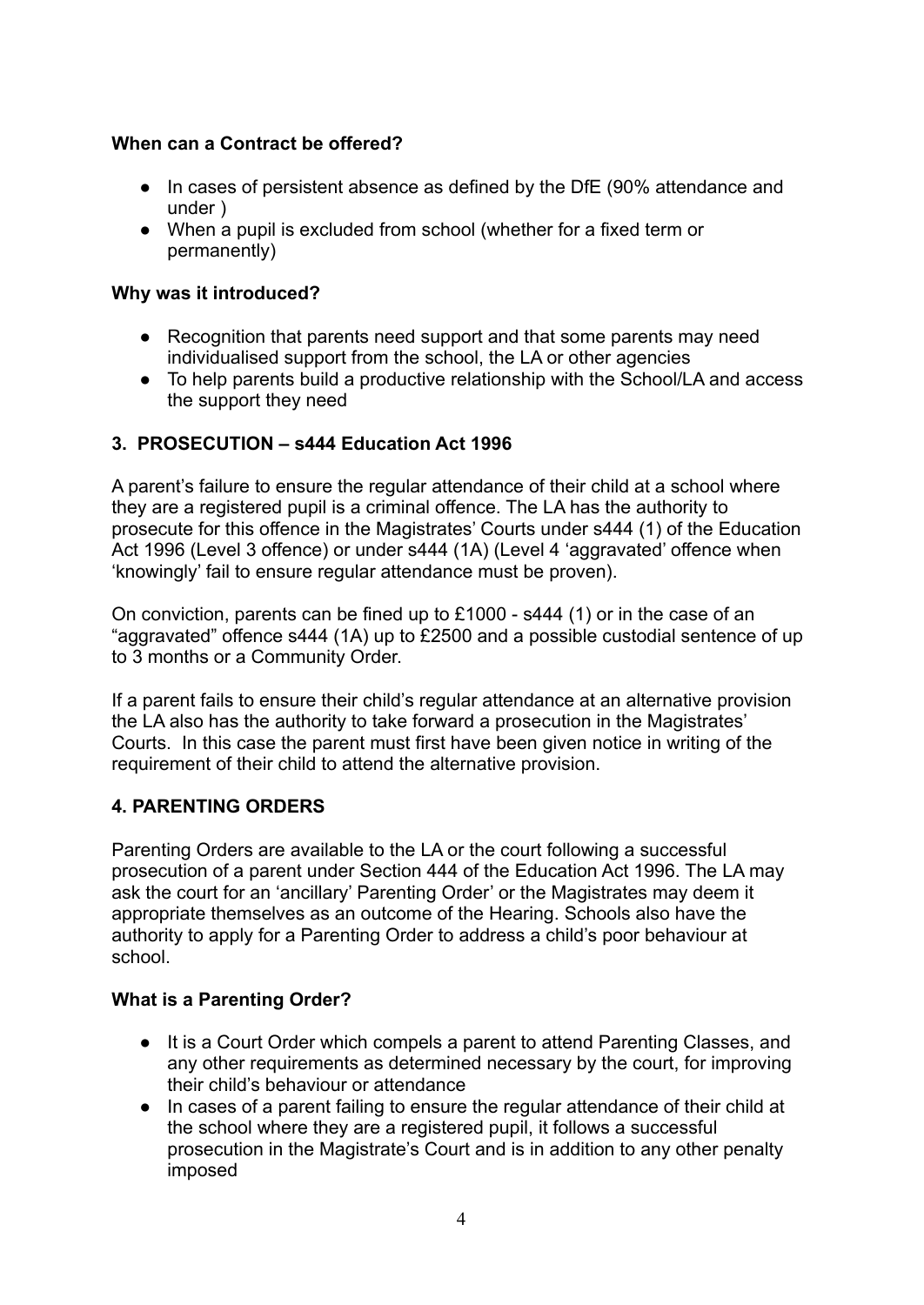**When can a Contract be offered?**

- In cases of persistent absence as defined by the DfE (90% attendance and under )
- When a pupil is excluded from school (whether for a fixed term or permanently)

**Why was it introduced?**

- Recognition that parents need support and that some parents may need individualised support from the school, the LA or other agencies
- To help parents build a productive relationship with the School/LA and access the support they need

### 3. PROSECUTION – s444 Education Act 1996

A parent's failure to ensure the regular attendance of their child at a school where they are a registered pupil is a criminal offence. The LA has the authority to prosecute for this offence in the Magistrates' Courts under s444 (1) of the Education Act 1996 (Level 3 offence) or under s444 (1A) (Level 4 'aggravated' offence when 'knowingly' fail to ensure regular attendance must be proven).

On conviction, parents can be fined up to £1000 - s444 (1) or in the case of an "aggravated" offence s444 (1A) up to £2500 and a possible custodial sentence of up to 3 months or a Community Order.

If a parent fails to ensure their child's regular attendance at an alternative provision the LA also has the authority to take forward a prosecution in the Magistrates' Courts. In this case the parent must first have been given notice in writing of the requirement of their child to attend the alternative provision.

### 4. PARENTING ORDERS

Parenting Orders are available to the LA or the court following a successful prosecution of a parent under Section 444 of the Education Act 1996. The LA may ask the court for an 'ancillary' Parenting Order' or the Magistrates may deem it appropriate themselves as an outcome of the Hearing. Schools also have the authority to apply for a Parenting Order to address a child's poor behaviour at school.

**What is a Parenting Order?**

- It is a Court Order which compels a parent to attend Parenting Classes, and any other requirements as determined necessary by the court, for improving their child's behaviour or attendance
- In cases of a parent failing to ensure the regular attendance of their child at the school where they are a registered pupil, it follows a successful prosecution in the Magistrate's Court and is in addition to any other penalty imposed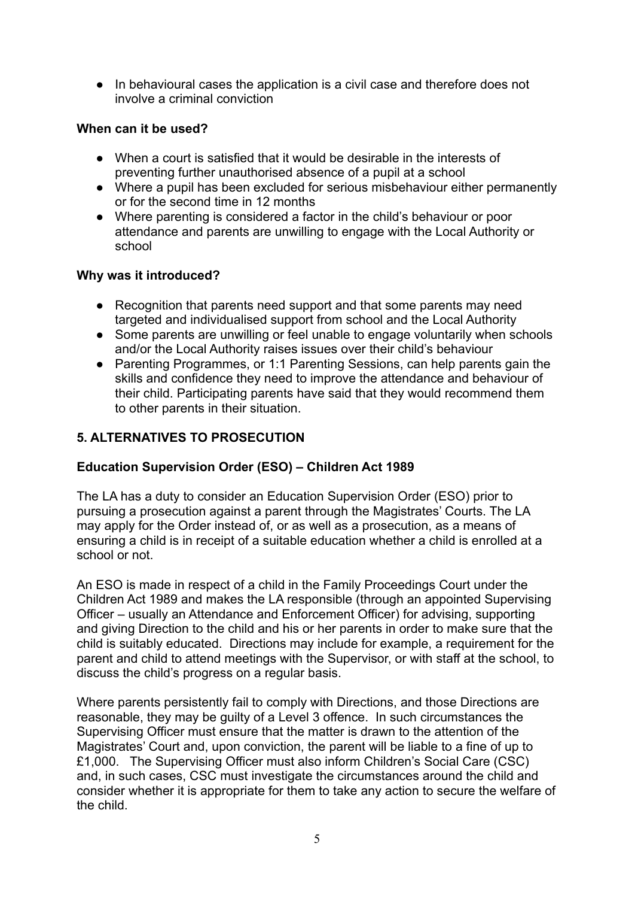- In behavioural cases the application is a civil case and therefore does not involve a criminal conviction

**When can it be used?**

- When a court is satisfied that it would be desirable in the interests of preventing further unauthorised absence of a pupil at a school
- Where a pupil has been excluded for serious misbehaviour either permanently or for the second time in 12 months
- Where parenting is considered a factor in the child's behaviour or poor attendance and parents are unwilling to engage with the Local Authority or school

**Why was it introduced?**

- Recognition that parents need support and that some parents may need targeted and individualised support from school and the Local Authority
- Some parents are unwilling or feel unable to engage voluntarily when schools and/or the Local Authority raises issues over their child's behaviour
- Parenting Programmes, or 1:1 Parenting Sessions, can help parents gain the skills and confidence they need to improve the attendance and behaviour of their child. Participating parents have said that they would recommend them to other parents in their situation.

## 5. ALTERNATIVES TO PROSECUTION

### Education Supervision Order (ESO) – Children Act 1989

The LA has a duty to consider an Education Supervision Order (ESO) prior to pursuing a prosecution against a parent through the Magistrates' Courts. The LA may apply for the Order instead of, or as well as a prosecution, as a means of ensuring a child is in receipt of a suitable education whether a child is enrolled at a school or not.

An ESO is made in respect of a child in the Family Proceedings Court under the Children Act 1989 and makes the LA responsible (through an appointed Supervising Officer – usually an Attendance and Enforcement Officer) for advising, supporting and giving Direction to the child and his or her parents in order to make sure that the child is suitably educated. Directions may include for example, a requirement for the parent and child to attend meetings with the Supervisor, or with staff at the school, to discuss the child's progress on a regular basis.

Where parents persistently fail to comply with Directions, and those Directions are reasonable, they may be guilty of a Level 3 offence. In such circumstances the Supervising Officer must ensure that the matter is drawn to the attention of the Magistrates' Court and, upon conviction, the parent will be liable to a fine of up to £1,000. The Supervising Officer must also inform Children's Social Care (CSC) and, in such cases, CSC must investigate the circumstances around the child and consider whether it is appropriate for them to take any action to secure the welfare of the child.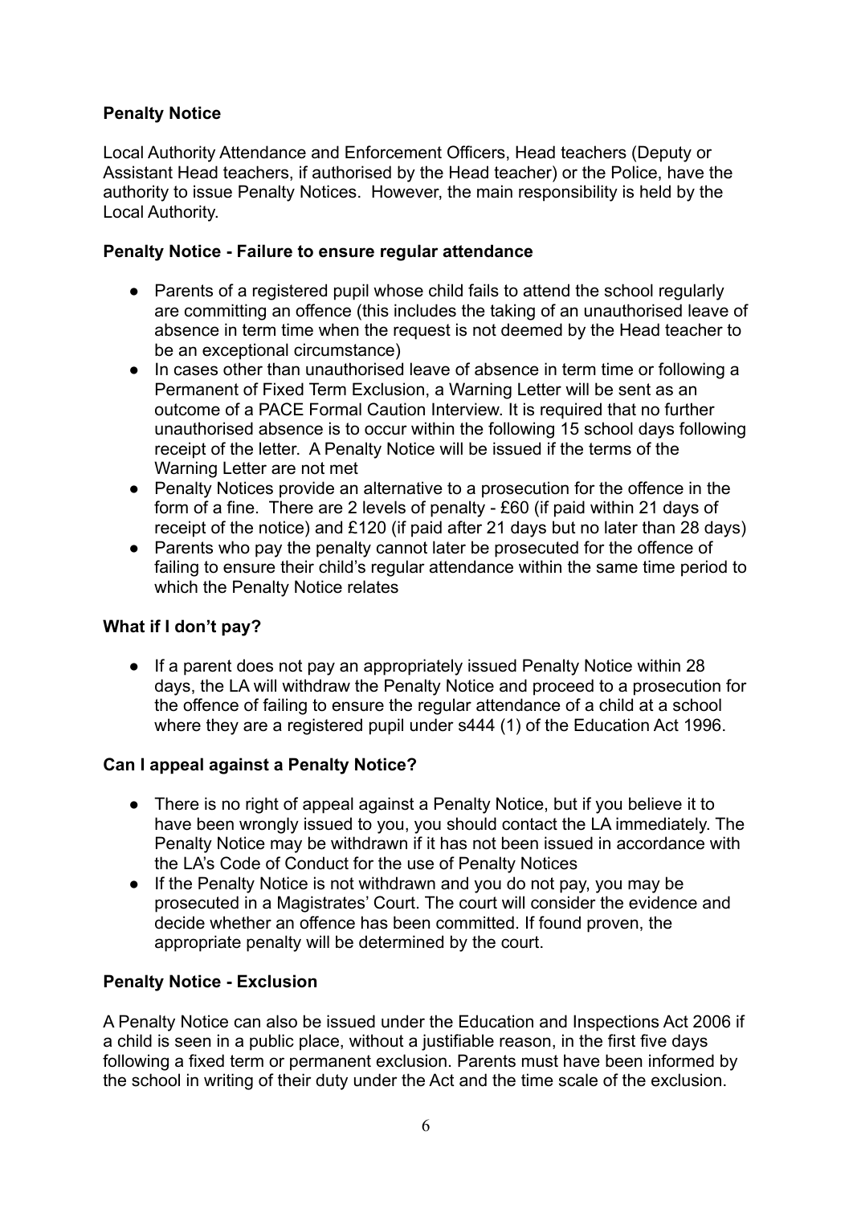**Penalty Notice**

Local Authority Attendance and Enforcement Officers, Head teachers (Deputy or Assistant Head teachers, if authorised by the Head teacher) or the Police, have the authority to issue Penalty Notices. However, the main responsibility is held by the Local Authority.

**Penalty Notice - Failure to ensure regular attendance**

- Parents of a registered pupil whose child fails to attend the school regularly are committing an offence (this includes the taking of an unauthorised leave of absence in term time when the request is not deemed by the Head teacher to be an exceptional circumstance)
- In cases other than unauthorised leave of absence in term time or following a Permanent of Fixed Term Exclusion, a Warning Letter will be sent as an outcome of a PACE Formal Caution Interview. It is required that no further unauthorised absence is to occur within the following 15 school days following receipt of the letter. A Penalty Notice will be issued if the terms of the Warning Letter are not met
- Penalty Notices provide an alternative to a prosecution for the offence in the form of a fine. There are 2 levels of penalty - £60 (if paid within 21 days of receipt of the notice) and £120 (if paid after 21 days but no later than 28 days)
- Parents who pay the penalty cannot later be prosecuted for the offence of failing to ensure their child's regular attendance within the same time period to which the Penalty Notice relates

**What if I don't pay?**

- If a parent does not pay an appropriately issued Penalty Notice within 28 days, the LA will withdraw the Penalty Notice and proceed to a prosecution for the offence of failing to ensure the regular attendance of a child at a school where they are a registered pupil under s444 (1) of the Education Act 1996.

**Can I appeal against a Penalty Notice?**

- There is no right of appeal against a Penalty Notice, but if you believe it to have been wrongly issued to you, you should contact the LA immediately. The Penalty Notice may be withdrawn if it has not been issued in accordance with the LA's Code of Conduct for the use of Penalty Notices
- If the Penalty Notice is not withdrawn and you do not pay, you may be prosecuted in a Magistrates' Court. The court will consider the evidence and decide whether an offence has been committed. If found proven, the appropriate penalty will be determined by the court.

**Penalty Notice - Exclusion**

A Penalty Notice can also be issued under the Education and Inspections Act 2006 if a child is seen in a public place, without a justifiable reason, in the first five days following a fixed term or permanent exclusion. Parents must have been informed by the school in writing of their duty under the Act and the time scale of the exclusion.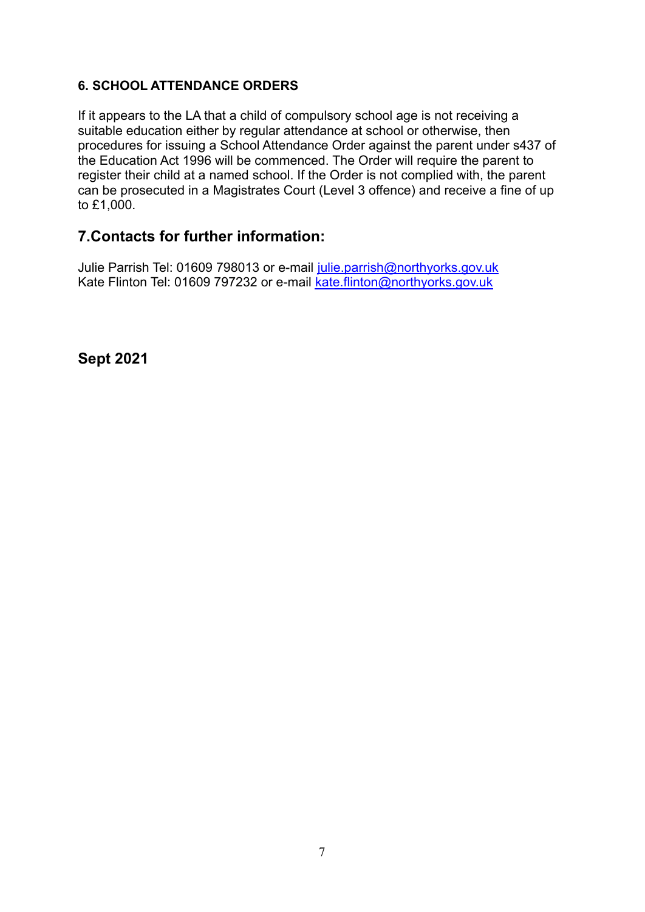### 6. SCHOOL ATTENDANCE ORDERS

If it appears to the LA that a child of compulsory school age is not receiving a suitable education either by regular attendance at school or otherwise, then procedures for issuing a School Attendance Order against the parent under s437 of the Education Act 1996 will be commenced. The Order will require the parent to register their child at a named school. If the Order is not complied with, the parent can be prosecuted in a Magistrates Court (Level 3 offence) and receive a fine of up to £1,000.

## 7.Contacts for further information:

Julie Parrish Tel: 01609 798013 or e-mail julie.parrish@northyorks.gov.uk
Kate Flinton Tel: 01609 797232 or e-mail kate.flinton@northyorks.gov.uk

**Sept 2021**